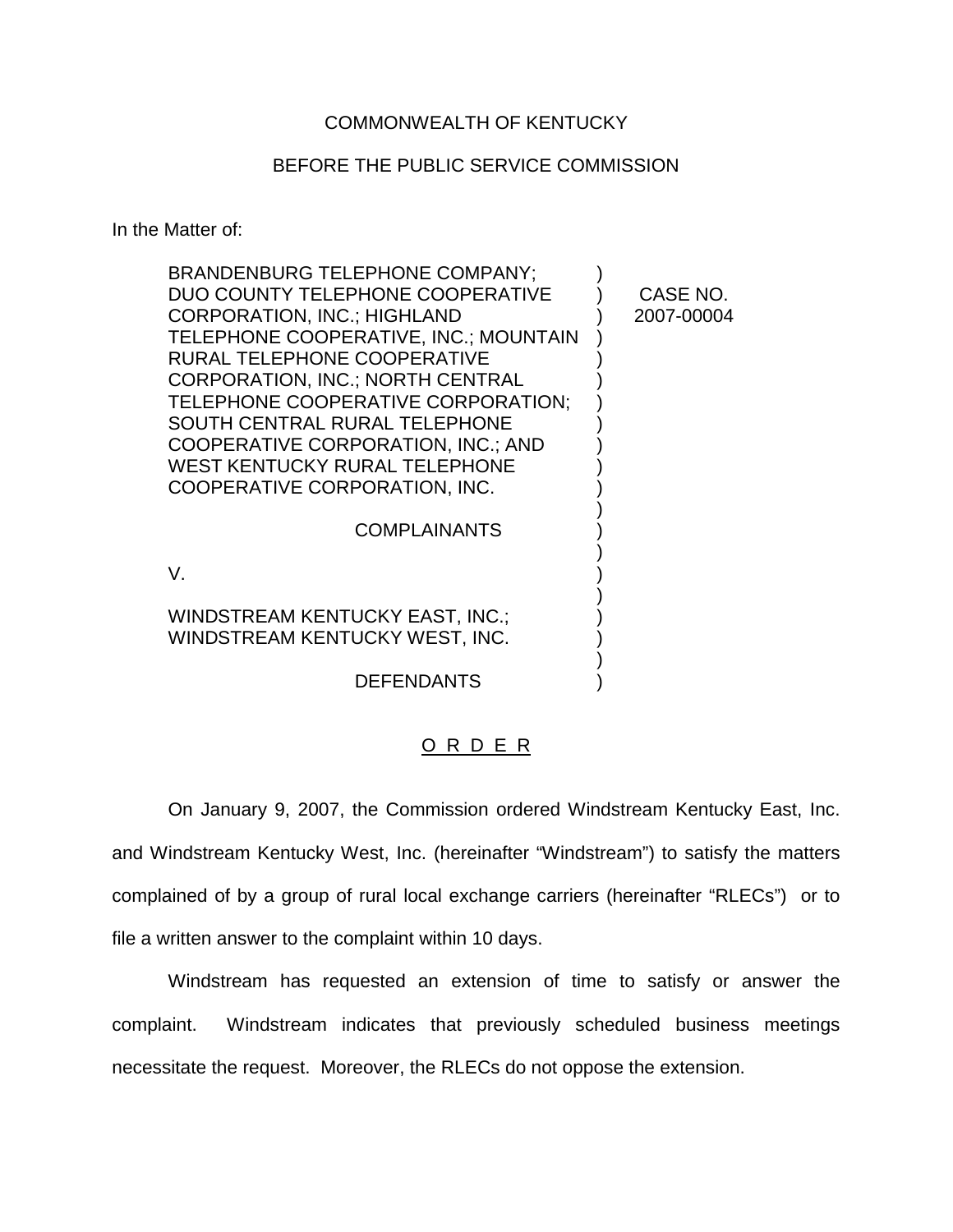COMMONWEALTH OF KENTUCKY

BEFORE THE PUBLIC SERVICE COMMISSION

In the Matter of:

| | | |
|---|---|---|
| BRANDENBURG TELEPHONE COMPANY; DUO COUNTY TELEPHONE COOPERATIVE CORPORATION, INC.; HIGHLAND TELEPHONE COOPERATIVE, INC.; MOUNTAIN RURAL TELEPHONE COOPERATIVE CORPORATION, INC.; NORTH CENTRAL TELEPHONE COOPERATIVE CORPORATION; SOUTH CENTRAL RURAL TELEPHONE COOPERATIVE CORPORATION, INC.; AND WEST KENTUCKY RURAL TELEPHONE COOPERATIVE CORPORATION, INC. | ) | CASE NO. 2007-00004 |
| COMPLAINANTS | ) | |
| V. | ) | |
| WINDSTREAM KENTUCKY EAST, INC.; WINDSTREAM KENTUCKY WEST, INC. | ) | |
| DEFENDANTS | ) | |

## O R D E R

On January 9, 2007, the Commission ordered Windstream Kentucky East, Inc. and Windstream Kentucky West, Inc. (hereinafter "Windstream") to satisfy the matters complained of by a group of rural local exchange carriers (hereinafter "RLECs") or to file a written answer to the complaint within 10 days.

Windstream has requested an extension of time to satisfy or answer the complaint. Windstream indicates that previously scheduled business meetings necessitate the request. Moreover, the RLECs do not oppose the extension.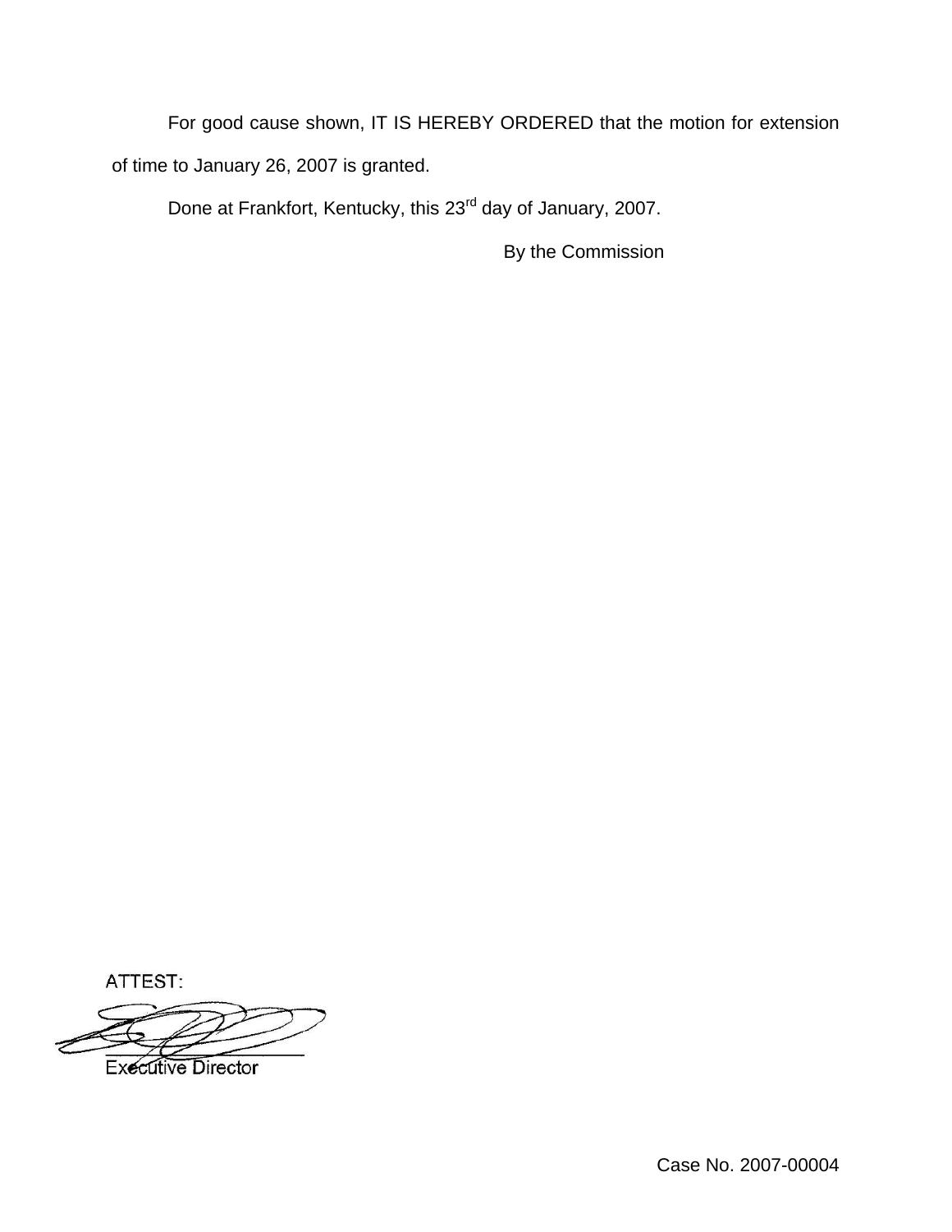For good cause shown, IT IS HEREBY ORDERED that the motion for extension of time to January 26, 2007 is granted.

Done at Frankfort, Kentucky, this 23rd day of January, 2007.

By the Commission

ATTEST:

Executive Director

Case No. 2007-00004